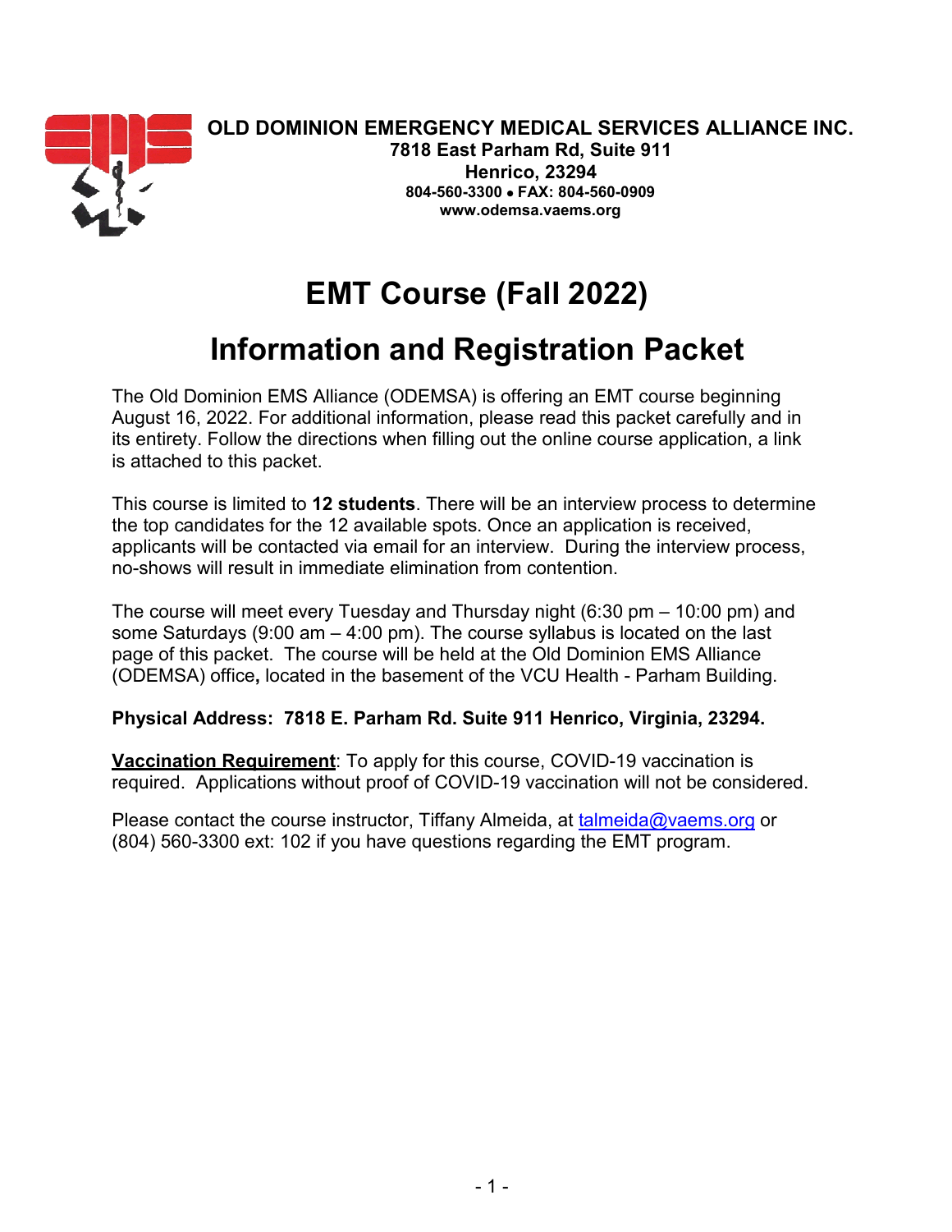**OLD DOMINION EMERGENCY MEDICAL SERVICES ALLIANCE INC.**
**7818 East Parham Rd, Suite 911**
**Henrico, 23294**
**804-560-3300 • FAX: 804-560-0909**
**www.odemsa.vaems.org**

# EMT Course (Fall 2022)

# Information and Registration Packet

The Old Dominion EMS Alliance (ODEMSA) is offering an EMT course beginning August 16, 2022. For additional information, please read this packet carefully and in its entirety. Follow the directions when filling out the online course application, a link is attached to this packet.

This course is limited to **12 students**. There will be an interview process to determine the top candidates for the 12 available spots. Once an application is received, applicants will be contacted via email for an interview. During the interview process, no-shows will result in immediate elimination from contention.

The course will meet every Tuesday and Thursday night (6:30 pm – 10:00 pm) and some Saturdays (9:00 am – 4:00 pm). The course syllabus is located on the last page of this packet. The course will be held at the Old Dominion EMS Alliance (ODEMSA) office**,** located in the basement of the VCU Health - Parham Building.

**Physical Address: 7818 E. Parham Rd. Suite 911 Henrico, Virginia, 23294.**

**Vaccination Requirement**: To apply for this course, COVID-19 vaccination is required. Applications without proof of COVID-19 vaccination will not be considered.

Please contact the course instructor, Tiffany Almeida, at talmeida@vaems.org or (804) 560-3300 ext: 102 if you have questions regarding the EMT program.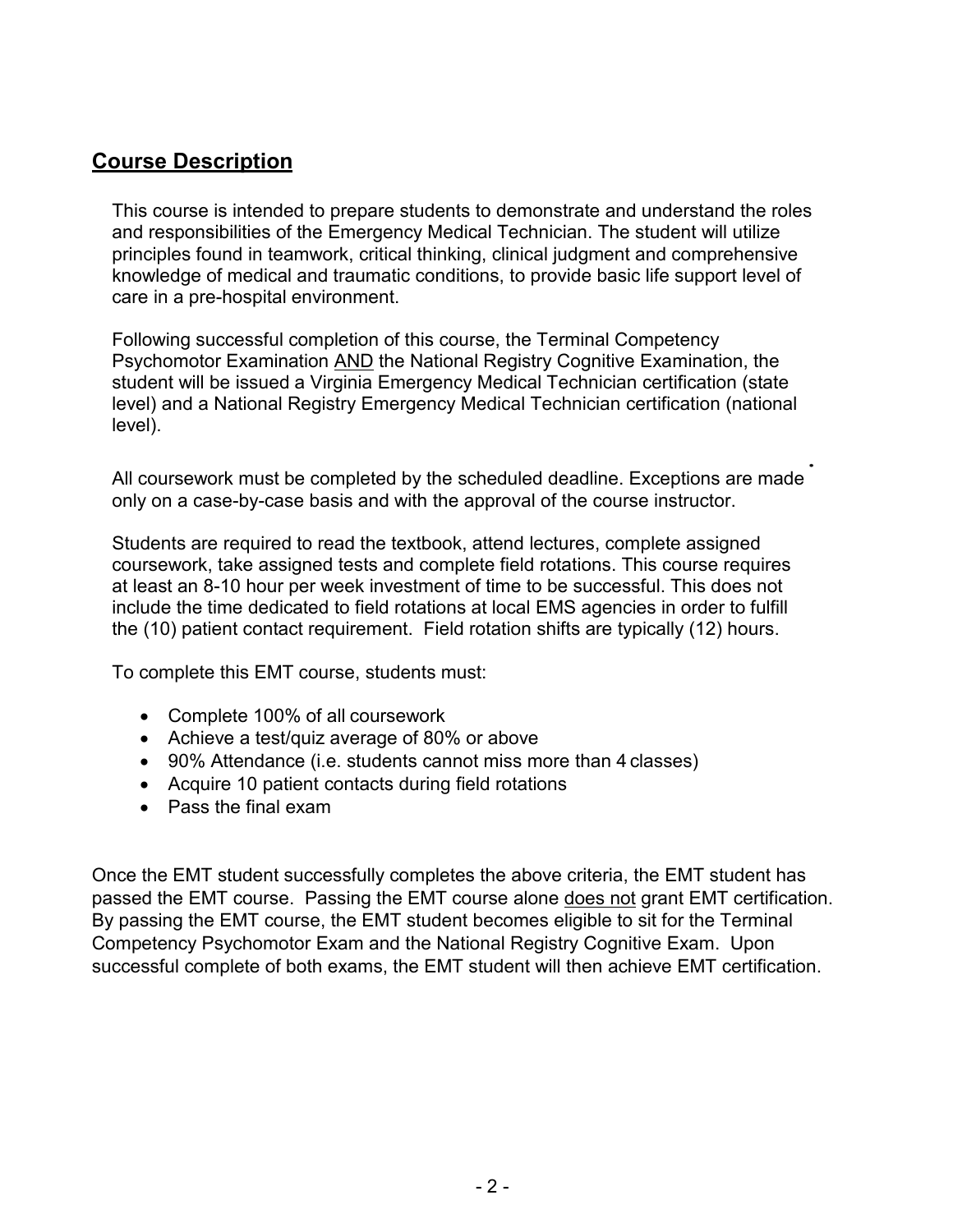## Course Description

This course is intended to prepare students to demonstrate and understand the roles and responsibilities of the Emergency Medical Technician. The student will utilize principles found in teamwork, critical thinking, clinical judgment and comprehensive knowledge of medical and traumatic conditions, to provide basic life support level of care in a pre-hospital environment.

Following successful completion of this course, the Terminal Competency Psychomotor Examination AND the National Registry Cognitive Examination, the student will be issued a Virginia Emergency Medical Technician certification (state level) and a National Registry Emergency Medical Technician certification (national level).

All coursework must be completed by the scheduled deadline. Exceptions are made only on a case-by-case basis and with the approval of the course instructor.

Students are required to read the textbook, attend lectures, complete assigned coursework, take assigned tests and complete field rotations. This course requires at least an 8-10 hour per week investment of time to be successful. This does not include the time dedicated to field rotations at local EMS agencies in order to fulfill the (10) patient contact requirement. Field rotation shifts are typically (12) hours.

To complete this EMT course, students must:

- Complete 100% of all coursework
- Achieve a test/quiz average of 80% or above
- 90% Attendance (i.e. students cannot miss more than 4 classes)
- Acquire 10 patient contacts during field rotations
- Pass the final exam

Once the EMT student successfully completes the above criteria, the EMT student has passed the EMT course. Passing the EMT course alone does not grant EMT certification. By passing the EMT course, the EMT student becomes eligible to sit for the Terminal Competency Psychomotor Exam and the National Registry Cognitive Exam. Upon successful complete of both exams, the EMT student will then achieve EMT certification.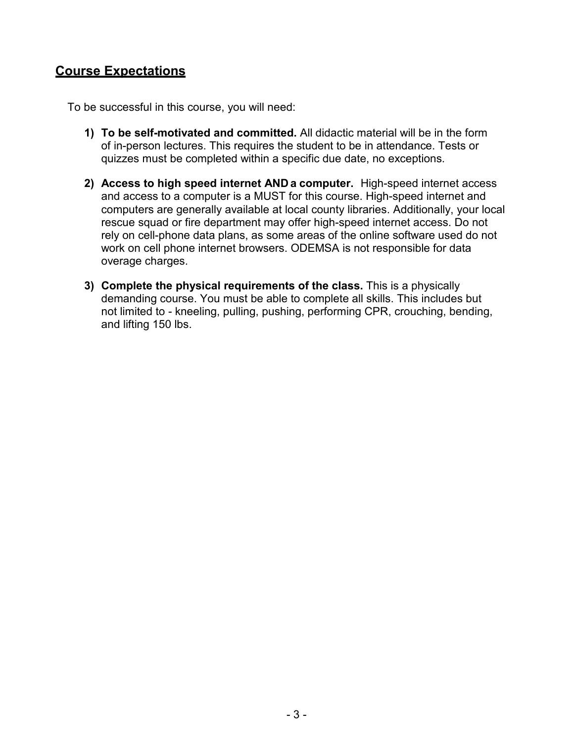## Course Expectations

To be successful in this course, you will need:

1) **To be self-motivated and committed.** All didactic material will be in the form of in-person lectures. This requires the student to be in attendance. Tests or quizzes must be completed within a specific due date, no exceptions.

2) **Access to high speed internet AND a computer.** High-speed internet access and access to a computer is a MUST for this course. High-speed internet and computers are generally available at local county libraries. Additionally, your local rescue squad or fire department may offer high-speed internet access. Do not rely on cell-phone data plans, as some areas of the online software used do not work on cell phone internet browsers. ODEMSA is not responsible for data overage charges.

3) **Complete the physical requirements of the class.** This is a physically demanding course. You must be able to complete all skills. This includes but not limited to - kneeling, pulling, pushing, performing CPR, crouching, bending, and lifting 150 lbs.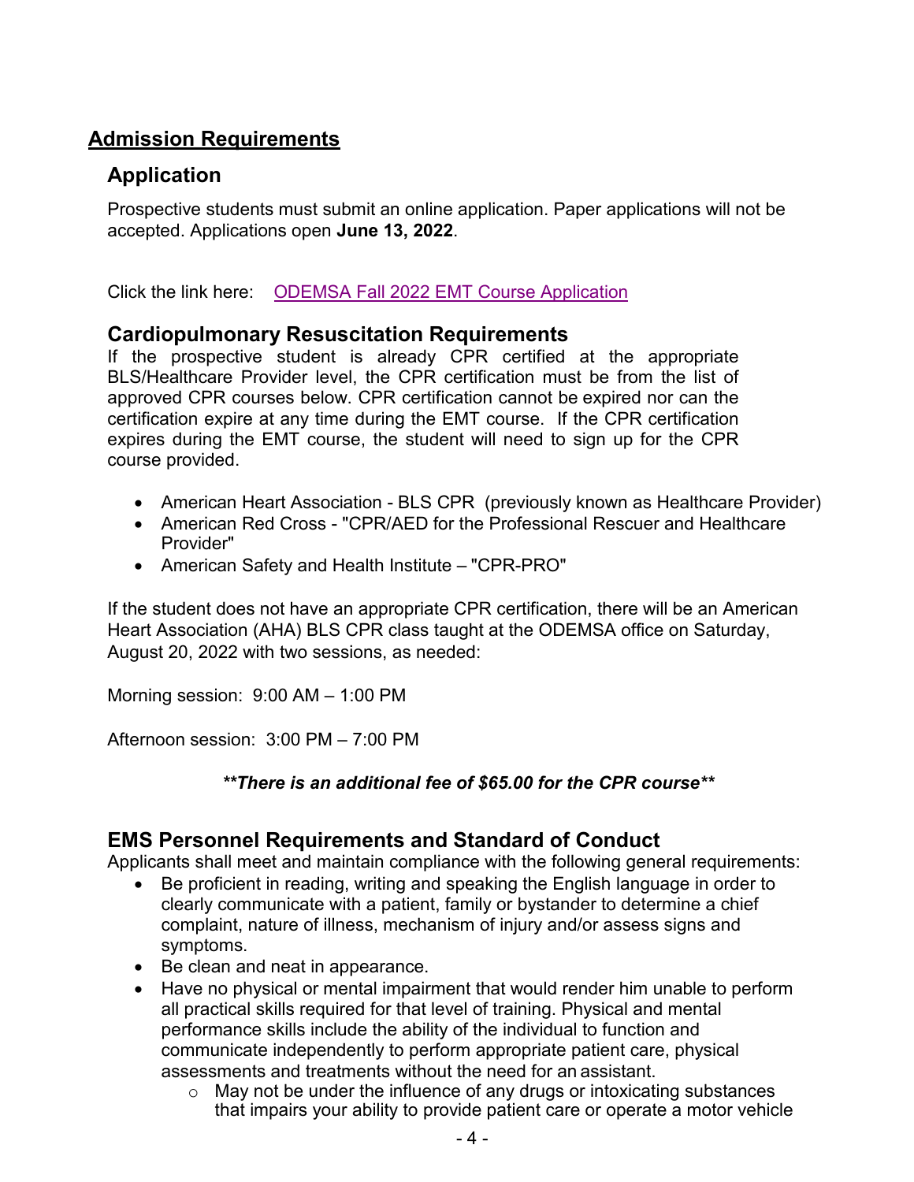## Admission Requirements

### Application

Prospective students must submit an online application. Paper applications will not be accepted. Applications open **June 13, 2022**.

Click the link here: [ODEMSA Fall 2022 EMT Course Application]

### Cardiopulmonary Resuscitation Requirements

If the prospective student is already CPR certified at the appropriate BLS/Healthcare Provider level, the CPR certification must be from the list of approved CPR courses below. CPR certification cannot be expired nor can the certification expire at any time during the EMT course. If the CPR certification expires during the EMT course, the student will need to sign up for the CPR course provided.

- American Heart Association - BLS CPR (previously known as Healthcare Provider)
- American Red Cross - "CPR/AED for the Professional Rescuer and Healthcare Provider"
- American Safety and Health Institute – "CPR-PRO"

If the student does not have an appropriate CPR certification, there will be an American Heart Association (AHA) BLS CPR class taught at the ODEMSA office on Saturday, August 20, 2022 with two sessions, as needed:

Morning session: 9:00 AM – 1:00 PM

Afternoon session: 3:00 PM – 7:00 PM

***\*\*There is an additional fee of $65.00 for the CPR course\*\****

### EMS Personnel Requirements and Standard of Conduct

Applicants shall meet and maintain compliance with the following general requirements:

- Be proficient in reading, writing and speaking the English language in order to clearly communicate with a patient, family or bystander to determine a chief complaint, nature of illness, mechanism of injury and/or assess signs and symptoms.
- Be clean and neat in appearance.
- Have no physical or mental impairment that would render him unable to perform all practical skills required for that level of training. Physical and mental performance skills include the ability of the individual to function and communicate independently to perform appropriate patient care, physical assessments and treatments without the need for an assistant.
  - May not be under the influence of any drugs or intoxicating substances that impairs your ability to provide patient care or operate a motor vehicle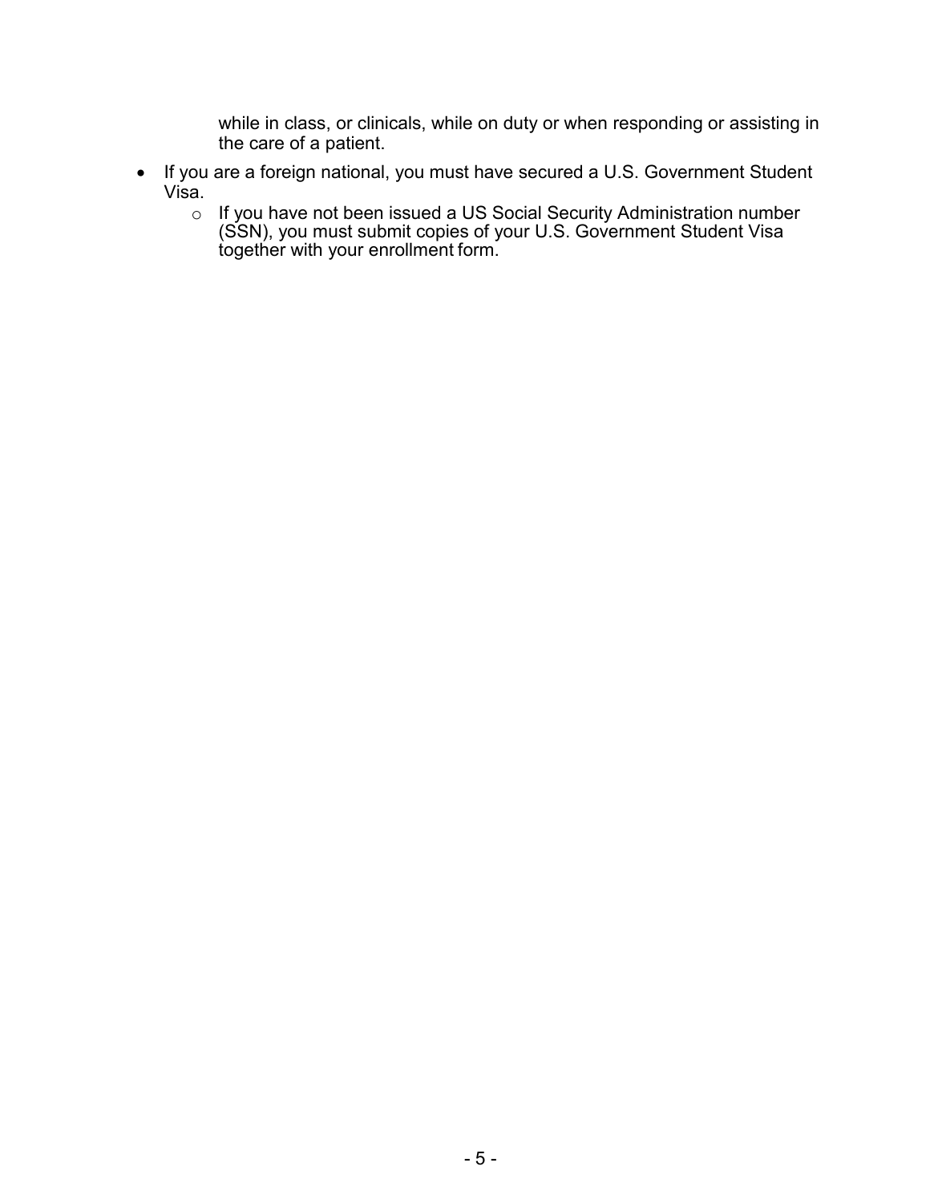while in class, or clinicals, while on duty or when responding or assisting in the care of a patient.

- If you are a foreign national, you must have secured a U.S. Government Student Visa.
  - If you have not been issued a US Social Security Administration number (SSN), you must submit copies of your U.S. Government Student Visa together with your enrollment form.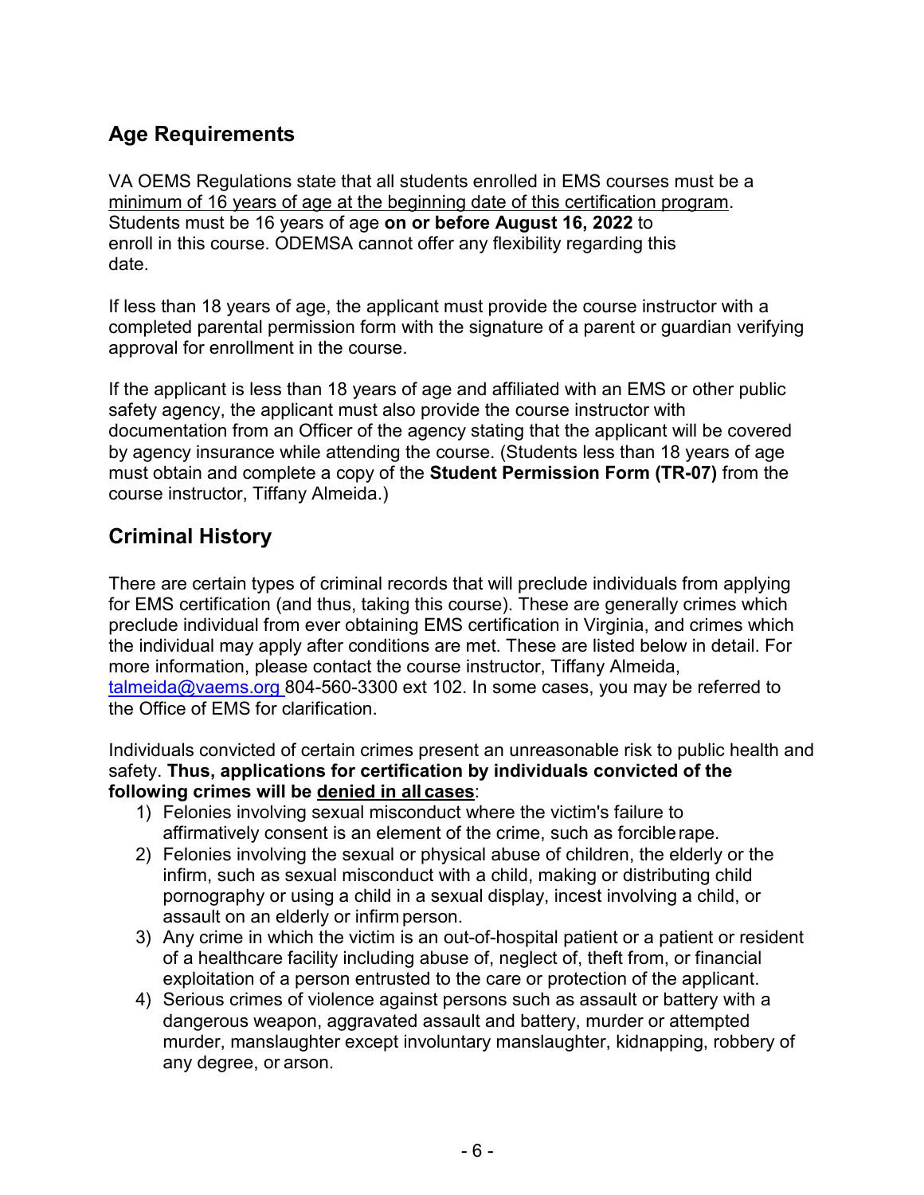## Age Requirements

VA OEMS Regulations state that all students enrolled in EMS courses must be a minimum of 16 years of age at the beginning date of this certification program. Students must be 16 years of age **on or before August 16, 2022** to enroll in this course. ODEMSA cannot offer any flexibility regarding this date.

If less than 18 years of age, the applicant must provide the course instructor with a completed parental permission form with the signature of a parent or guardian verifying approval for enrollment in the course.

If the applicant is less than 18 years of age and affiliated with an EMS or other public safety agency, the applicant must also provide the course instructor with documentation from an Officer of the agency stating that the applicant will be covered by agency insurance while attending the course. (Students less than 18 years of age must obtain and complete a copy of the **Student Permission Form (TR-07)** from the course instructor, Tiffany Almeida.)

## Criminal History

There are certain types of criminal records that will preclude individuals from applying for EMS certification (and thus, taking this course). These are generally crimes which preclude individual from ever obtaining EMS certification in Virginia, and crimes which the individual may apply after conditions are met. These are listed below in detail. For more information, please contact the course instructor, Tiffany Almeida, talmeida@vaems.org 804-560-3300 ext 102. In some cases, you may be referred to the Office of EMS for clarification.

Individuals convicted of certain crimes present an unreasonable risk to public health and safety. **Thus, applications for certification by individuals convicted of the following crimes will be denied in all cases**:

1) Felonies involving sexual misconduct where the victim's failure to affirmatively consent is an element of the crime, such as forcible rape.
2) Felonies involving the sexual or physical abuse of children, the elderly or the infirm, such as sexual misconduct with a child, making or distributing child pornography or using a child in a sexual display, incest involving a child, or assault on an elderly or infirm person.
3) Any crime in which the victim is an out-of-hospital patient or a patient or resident of a healthcare facility including abuse of, neglect of, theft from, or financial exploitation of a person entrusted to the care or protection of the applicant.
4) Serious crimes of violence against persons such as assault or battery with a dangerous weapon, aggravated assault and battery, murder or attempted murder, manslaughter except involuntary manslaughter, kidnapping, robbery of any degree, or arson.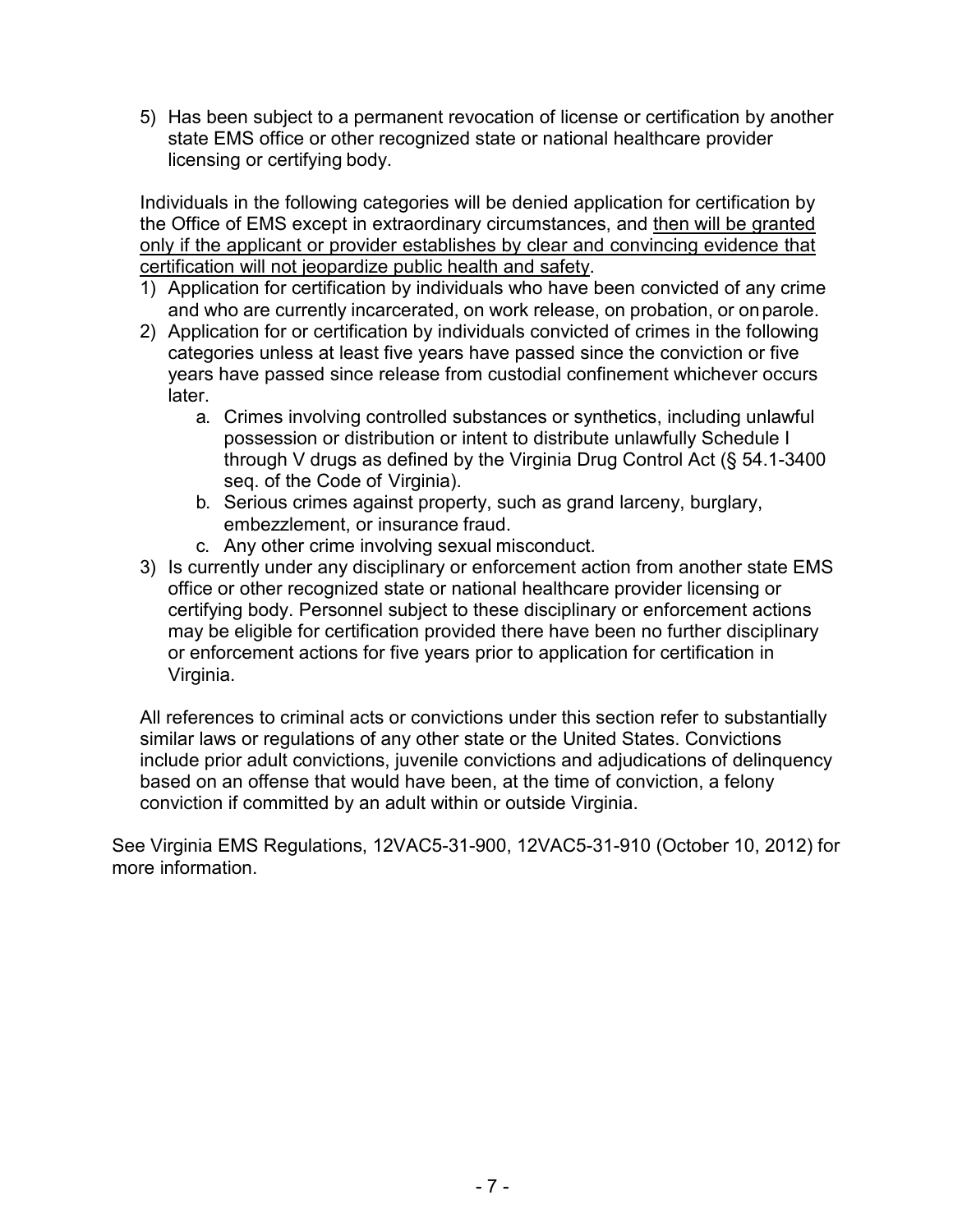5) Has been subject to a permanent revocation of license or certification by another state EMS office or other recognized state or national healthcare provider licensing or certifying body.

Individuals in the following categories will be denied application for certification by the Office of EMS except in extraordinary circumstances, and <u>then will be granted only if the applicant or provider establishes by clear and convincing evidence that certification will not jeopardize public health and safety</u>.

1) Application for certification by individuals who have been convicted of any crime and who are currently incarcerated, on work release, on probation, or on parole.
2) Application for or certification by individuals convicted of crimes in the following categories unless at least five years have passed since the conviction or five years have passed since release from custodial confinement whichever occurs later.
   a. Crimes involving controlled substances or synthetics, including unlawful possession or distribution or intent to distribute unlawfully Schedule I through V drugs as defined by the Virginia Drug Control Act (§ 54.1-3400 seq. of the Code of Virginia).
   b. Serious crimes against property, such as grand larceny, burglary, embezzlement, or insurance fraud.
   c. Any other crime involving sexual misconduct.
3) Is currently under any disciplinary or enforcement action from another state EMS office or other recognized state or national healthcare provider licensing or certifying body. Personnel subject to these disciplinary or enforcement actions may be eligible for certification provided there have been no further disciplinary or enforcement actions for five years prior to application for certification in Virginia.

All references to criminal acts or convictions under this section refer to substantially similar laws or regulations of any other state or the United States. Convictions include prior adult convictions, juvenile convictions and adjudications of delinquency based on an offense that would have been, at the time of conviction, a felony conviction if committed by an adult within or outside Virginia.

See Virginia EMS Regulations, 12VAC5-31-900, 12VAC5-31-910 (October 10, 2012) for more information.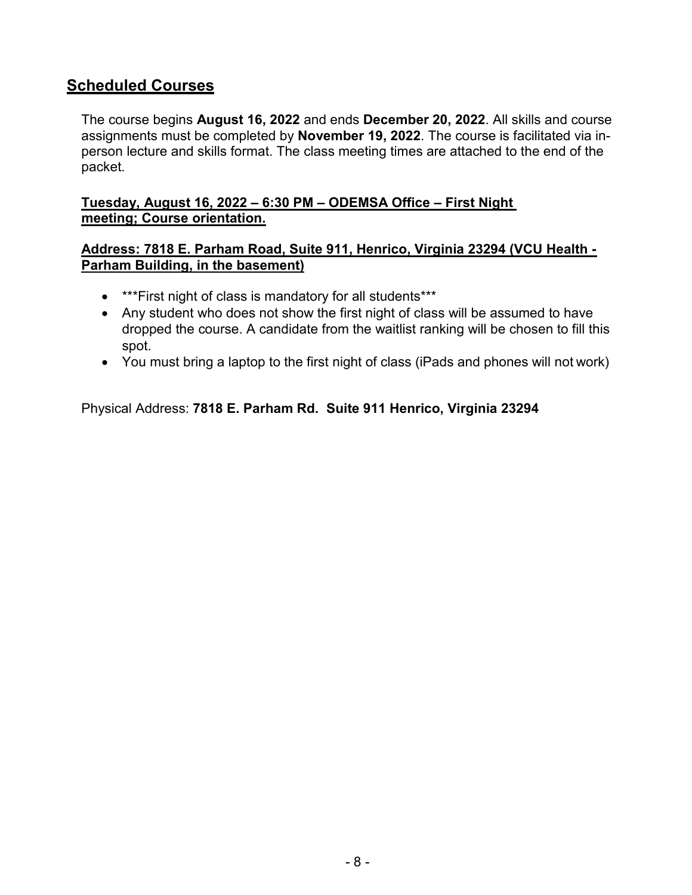## Scheduled Courses

The course begins **August 16, 2022** and ends **December 20, 2022**. All skills and course assignments must be completed by **November 19, 2022**. The course is facilitated via in-person lecture and skills format. The class meeting times are attached to the end of the packet.

**Tuesday, August 16, 2022 – 6:30 PM – ODEMSA Office – First Night meeting; Course orientation.**

**Address: 7818 E. Parham Road, Suite 911, Henrico, Virginia 23294 (VCU Health - Parham Building, in the basement)**

- ***First night of class is mandatory for all students***
- Any student who does not show the first night of class will be assumed to have dropped the course. A candidate from the waitlist ranking will be chosen to fill this spot.
- You must bring a laptop to the first night of class (iPads and phones will not work)

Physical Address: **7818 E. Parham Rd. Suite 911 Henrico, Virginia 23294**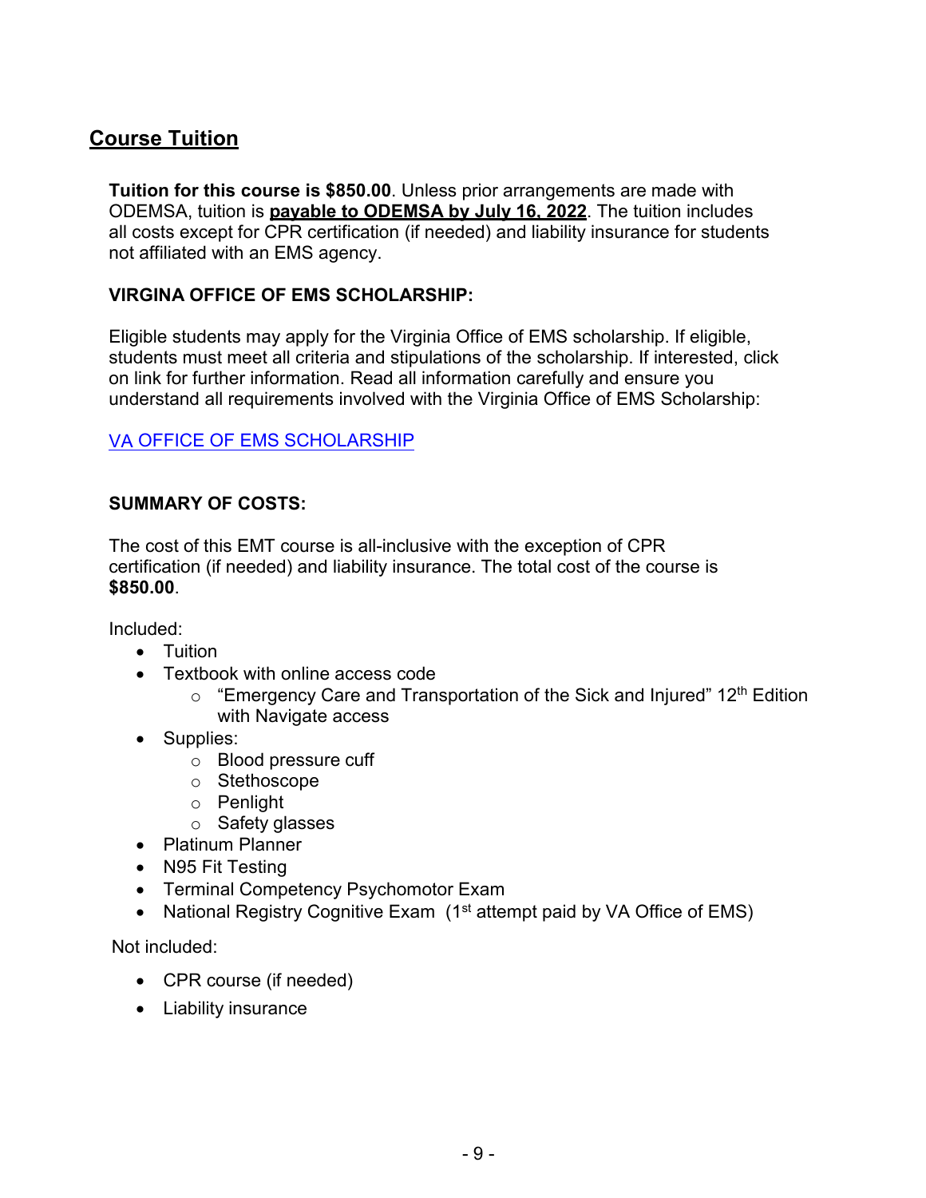## Course Tuition

**Tuition for this course is $850.00**. Unless prior arrangements are made with ODEMSA, tuition is **payable to ODEMSA by July 16, 2022**. The tuition includes all costs except for CPR certification (if needed) and liability insurance for students not affiliated with an EMS agency.

**VIRGINA OFFICE OF EMS SCHOLARSHIP:**

Eligible students may apply for the Virginia Office of EMS scholarship. If eligible, students must meet all criteria and stipulations of the scholarship. If interested, click on link for further information. Read all information carefully and ensure you understand all requirements involved with the Virginia Office of EMS Scholarship:

VA OFFICE OF EMS SCHOLARSHIP

**SUMMARY OF COSTS:**

The cost of this EMT course is all-inclusive with the exception of CPR certification (if needed) and liability insurance. The total cost of the course is **$850.00**.

Included:

- Tuition
- Textbook with online access code
  - "Emergency Care and Transportation of the Sick and Injured" 12th Edition with Navigate access
- Supplies:
  - Blood pressure cuff
  - Stethoscope
  - Penlight
  - Safety glasses
- Platinum Planner
- N95 Fit Testing
- Terminal Competency Psychomotor Exam
- National Registry Cognitive Exam (1st attempt paid by VA Office of EMS)

Not included:

- CPR course (if needed)
- Liability insurance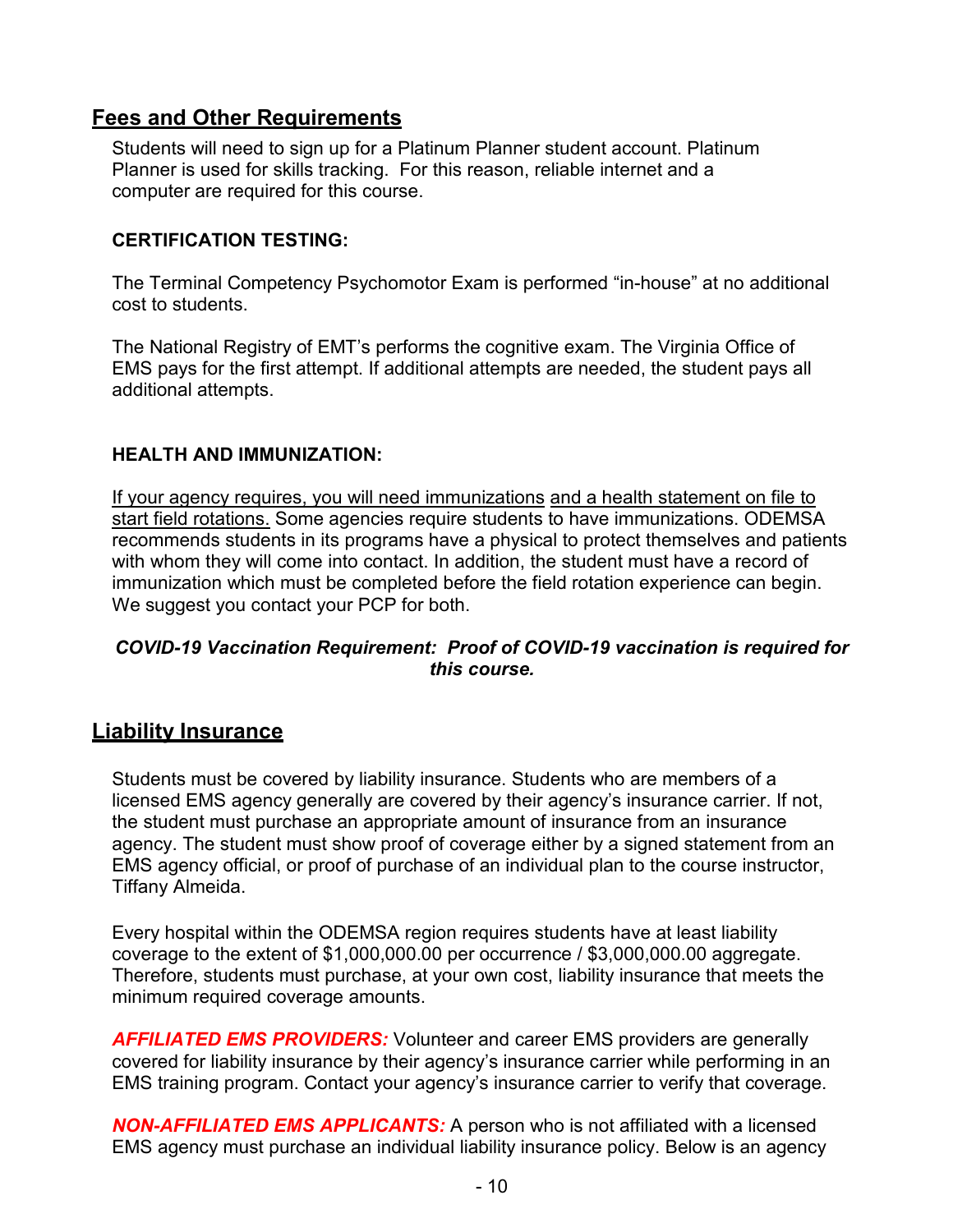## Fees and Other Requirements

Students will need to sign up for a Platinum Planner student account. Platinum Planner is used for skills tracking. For this reason, reliable internet and a computer are required for this course.

**CERTIFICATION TESTING:**

The Terminal Competency Psychomotor Exam is performed "in-house" at no additional cost to students.

The National Registry of EMT's performs the cognitive exam. The Virginia Office of EMS pays for the first attempt. If additional attempts are needed, the student pays all additional attempts.

**HEALTH AND IMMUNIZATION:**

<u>If your agency requires, you will need immunizations and a health statement on file to start field rotations.</u> Some agencies require students to have immunizations. ODEMSA recommends students in its programs have a physical to protect themselves and patients with whom they will come into contact. In addition, the student must have a record of immunization which must be completed before the field rotation experience can begin. We suggest you contact your PCP for both.

***COVID-19 Vaccination Requirement: Proof of COVID-19 vaccination is required for this course.***

## Liability Insurance

Students must be covered by liability insurance. Students who are members of a licensed EMS agency generally are covered by their agency's insurance carrier. If not, the student must purchase an appropriate amount of insurance from an insurance agency. The student must show proof of coverage either by a signed statement from an EMS agency official, or proof of purchase of an individual plan to the course instructor, Tiffany Almeida.

Every hospital within the ODEMSA region requires students have at least liability coverage to the extent of $1,000,000.00 per occurrence / $3,000,000.00 aggregate. Therefore, students must purchase, at your own cost, liability insurance that meets the minimum required coverage amounts.

***AFFILIATED EMS PROVIDERS:*** Volunteer and career EMS providers are generally covered for liability insurance by their agency's insurance carrier while performing in an EMS training program. Contact your agency's insurance carrier to verify that coverage.

***NON-AFFILIATED EMS APPLICANTS:*** A person who is not affiliated with a licensed EMS agency must purchase an individual liability insurance policy. Below is an agency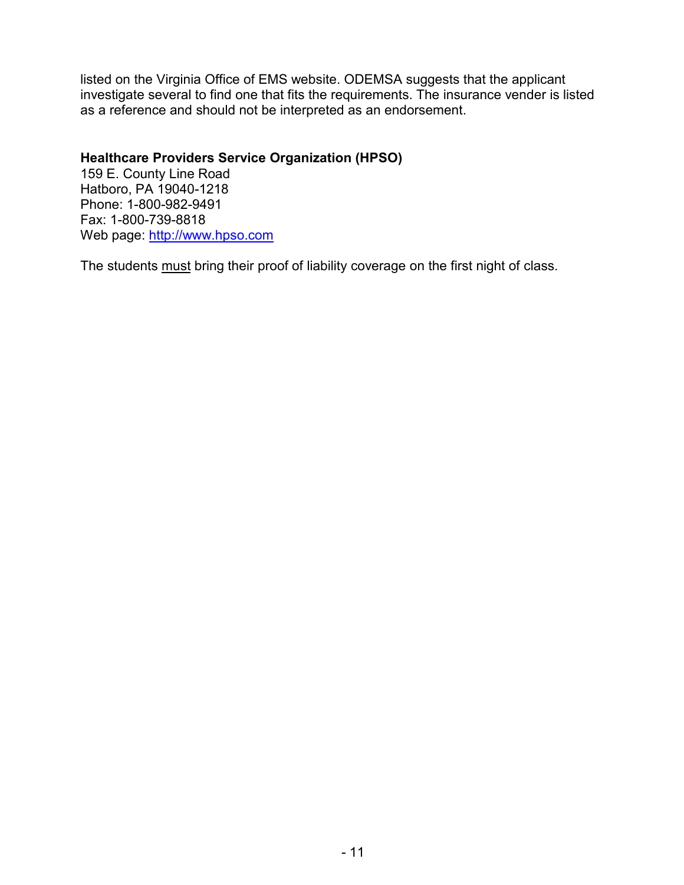listed on the Virginia Office of EMS website. ODEMSA suggests that the applicant investigate several to find one that fits the requirements. The insurance vender is listed as a reference and should not be interpreted as an endorsement.

**Healthcare Providers Service Organization (HPSO)**
159 E. County Line Road
Hatboro, PA 19040-1218
Phone: 1-800-982-9491
Fax: 1-800-739-8818
Web page: http://www.hpso.com

The students must bring their proof of liability coverage on the first night of class.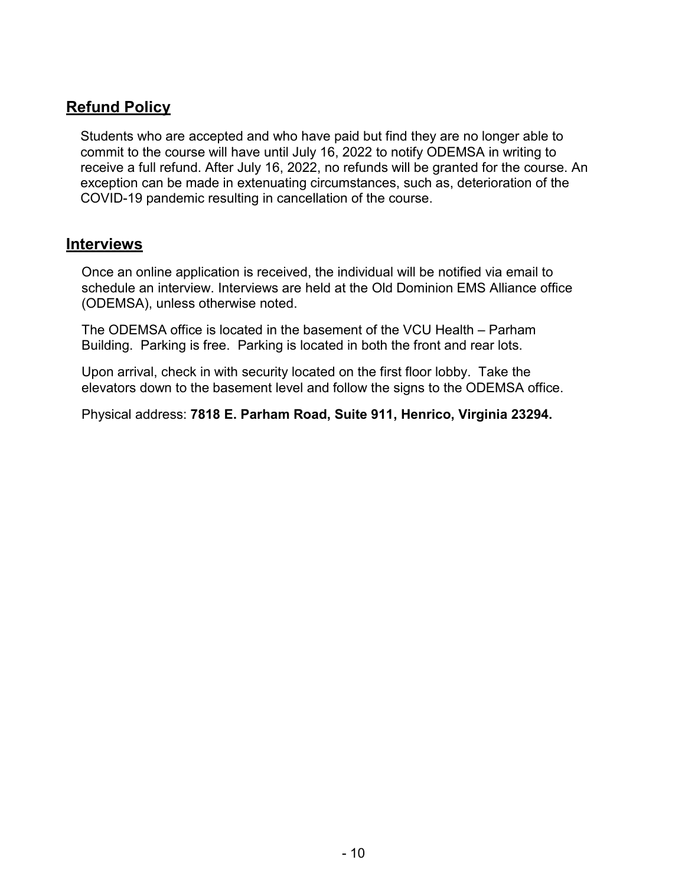## Refund Policy

Students who are accepted and who have paid but find they are no longer able to commit to the course will have until July 16, 2022 to notify ODEMSA in writing to receive a full refund. After July 16, 2022, no refunds will be granted for the course. An exception can be made in extenuating circumstances, such as, deterioration of the COVID-19 pandemic resulting in cancellation of the course.

## Interviews

Once an online application is received, the individual will be notified via email to schedule an interview. Interviews are held at the Old Dominion EMS Alliance office (ODEMSA), unless otherwise noted.

The ODEMSA office is located in the basement of the VCU Health – Parham Building. Parking is free. Parking is located in both the front and rear lots.

Upon arrival, check in with security located on the first floor lobby. Take the elevators down to the basement level and follow the signs to the ODEMSA office.

Physical address: **7818 E. Parham Road, Suite 911, Henrico, Virginia 23294.**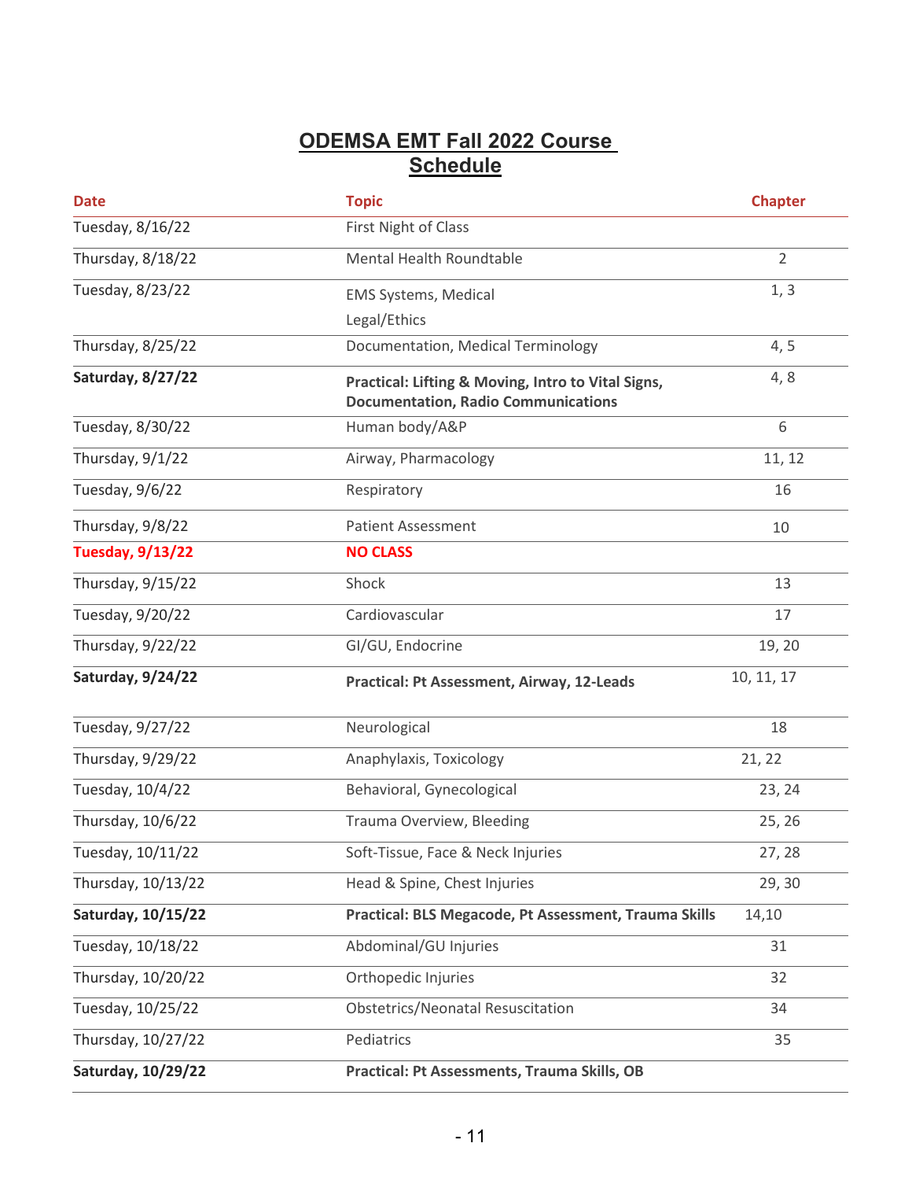# ODEMSA EMT Fall 2022 Course Schedule

| Date | Topic | Chapter |
|---|---|---|
| Tuesday, 8/16/22 | First Night of Class | |
| Thursday, 8/18/22 | Mental Health Roundtable | 2 |
| Tuesday, 8/23/22 | EMS Systems, Medical Legal/Ethics | 1, 3 |
| Thursday, 8/25/22 | Documentation, Medical Terminology | 4, 5 |
| **Saturday, 8/27/22** | **Practical: Lifting & Moving, Intro to Vital Signs, Documentation, Radio Communications** | 4, 8 |
| Tuesday, 8/30/22 | Human body/A&P | 6 |
| Thursday, 9/1/22 | Airway, Pharmacology | 11, 12 |
| Tuesday, 9/6/22 | Respiratory | 16 |
| Thursday, 9/8/22 | Patient Assessment | 10 |
| **Tuesday, 9/13/22** | **NO CLASS** | |
| Thursday, 9/15/22 | Shock | 13 |
| Tuesday, 9/20/22 | Cardiovascular | 17 |
| Thursday, 9/22/22 | GI/GU, Endocrine | 19, 20 |
| **Saturday, 9/24/22** | **Practical: Pt Assessment, Airway, 12-Leads** | 10, 11, 17 |
| Tuesday, 9/27/22 | Neurological | 18 |
| Thursday, 9/29/22 | Anaphylaxis, Toxicology | 21, 22 |
| Tuesday, 10/4/22 | Behavioral, Gynecological | 23, 24 |
| Thursday, 10/6/22 | Trauma Overview, Bleeding | 25, 26 |
| Tuesday, 10/11/22 | Soft-Tissue, Face & Neck Injuries | 27, 28 |
| Thursday, 10/13/22 | Head & Spine, Chest Injuries | 29, 30 |
| **Saturday, 10/15/22** | **Practical: BLS Megacode, Pt Assessment, Trauma Skills** | 14,10 |
| Tuesday, 10/18/22 | Abdominal/GU Injuries | 31 |
| Thursday, 10/20/22 | Orthopedic Injuries | 32 |
| Tuesday, 10/25/22 | Obstetrics/Neonatal Resuscitation | 34 |
| Thursday, 10/27/22 | Pediatrics | 35 |
| **Saturday, 10/29/22** | **Practical: Pt Assessments, Trauma Skills, OB** | |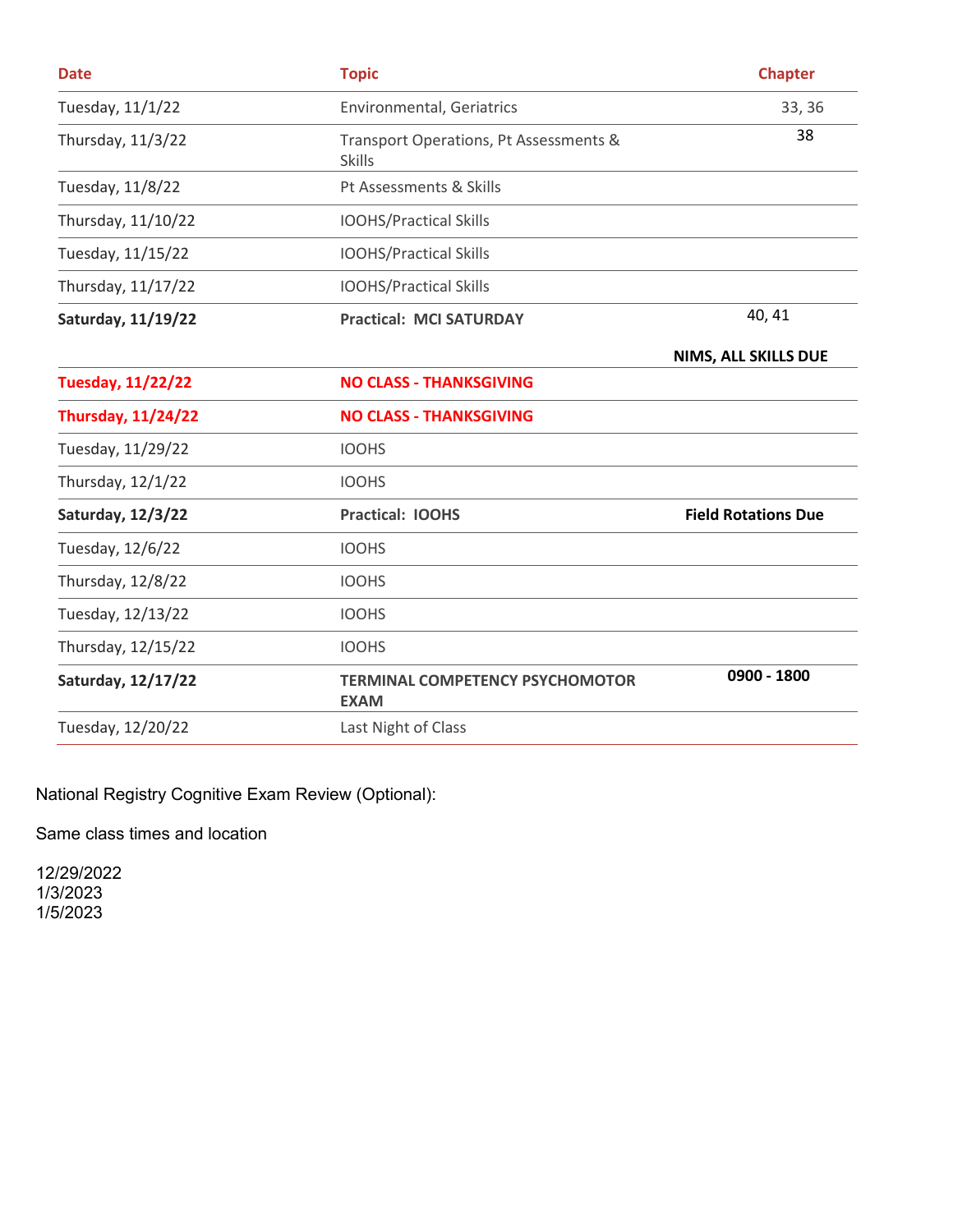| Date | Topic | Chapter |
|---|---|---|
| Tuesday, 11/1/22 | Environmental, Geriatrics | 33, 36 |
| Thursday, 11/3/22 | Transport Operations, Pt Assessments & Skills | 38 |
| Tuesday, 11/8/22 | Pt Assessments & Skills | |
| Thursday, 11/10/22 | IOOHS/Practical Skills | |
| Tuesday, 11/15/22 | IOOHS/Practical Skills | |
| Thursday, 11/17/22 | IOOHS/Practical Skills | |
| **Saturday, 11/19/22** | **Practical: MCI SATURDAY** | 40, 41<br>**NIMS, ALL SKILLS DUE** |
| **Tuesday, 11/22/22** | **NO CLASS - THANKSGIVING** | |
| **Thursday, 11/24/22** | **NO CLASS - THANKSGIVING** | |
| Tuesday, 11/29/22 | IOOHS | |
| Thursday, 12/1/22 | IOOHS | |
| **Saturday, 12/3/22** | **Practical: IOOHS** | **Field Rotations Due** |
| Tuesday, 12/6/22 | IOOHS | |
| Thursday, 12/8/22 | IOOHS | |
| Tuesday, 12/13/22 | IOOHS | |
| Thursday, 12/15/22 | IOOHS | |
| **Saturday, 12/17/22** | **TERMINAL COMPETENCY PSYCHOMOTOR EXAM** | **0900 - 1800** |
| Tuesday, 12/20/22 | Last Night of Class | |

National Registry Cognitive Exam Review (Optional):

Same class times and location

12/29/2022
1/3/2023
1/5/2023